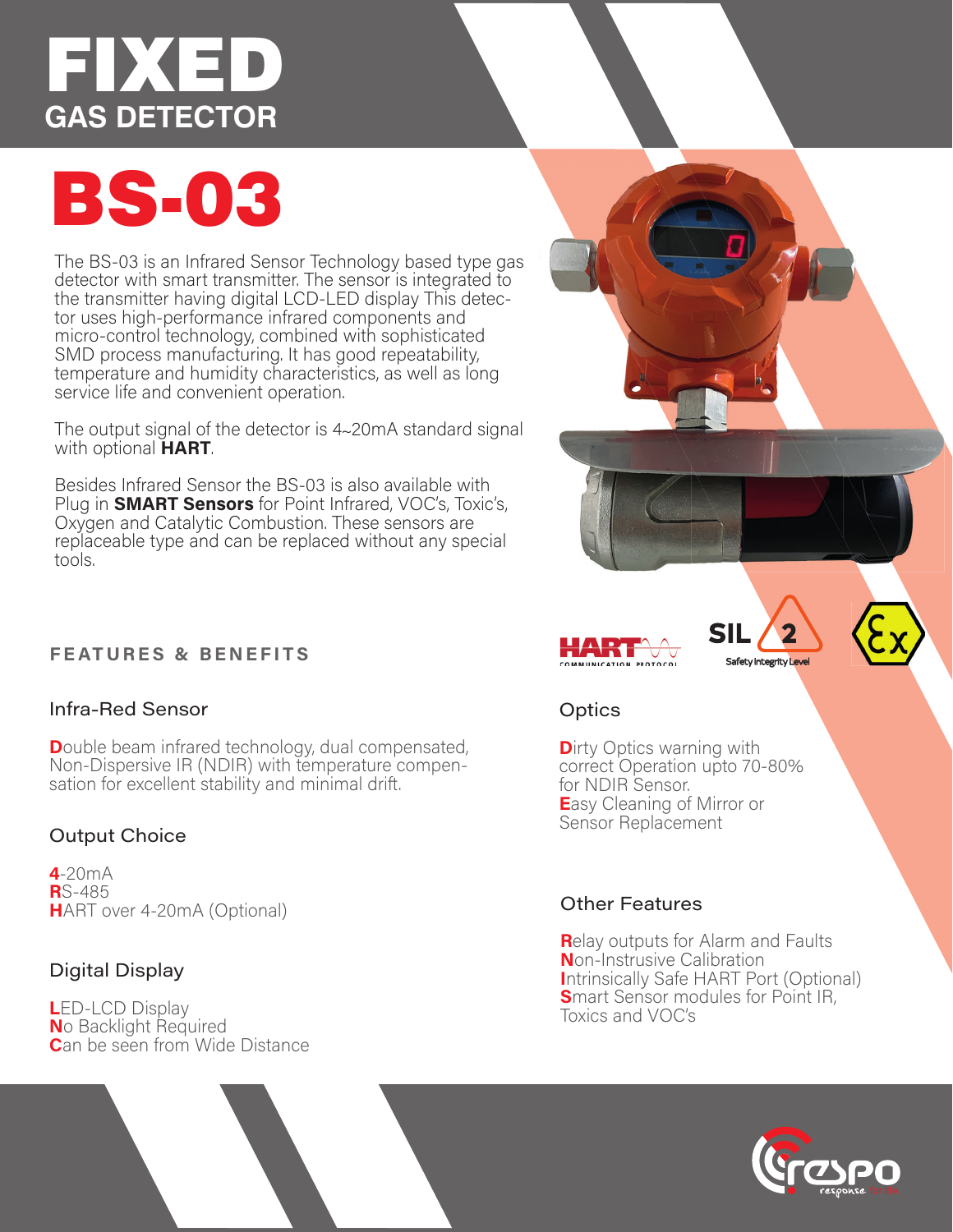# FIXED

## GAS DETECTOR

# BS-03

The BS-03 is an Infrared Sensor Technology based type gas detector with smart transmitter. The sensor is integrated to the transmitter having digital LCD-LED display This detector uses high-performance infrared components and micro-control technology, combined with sophisticated SMD process manufacturing. It has good repeatability, temperature and humidity characteristics, as well as long service life and convenient operation.

The output signal of the detector is 4~20mA standard signal with optional **HART**.

Besides Infrared Sensor the BS-03 is also available with Plug in **SMART Sensors** for Point Infrared, VOC's, Toxic's, Oxygen and Catalytic Combustion. These sensors are replaceable type and can be replaced without any special tools.

HART COMMUNICATION PROTOCOL

SIL 2 Safety Integrity Level

## FEATURES & BENEFITS

### Infra-Red Sensor

Double beam infrared technology, dual compensated, Non-Dispersive IR (NDIR) with temperature compensation for excellent stability and minimal drift.

### Output Choice

4-20mA
RS-485
HART over 4-20mA (Optional)

### Digital Display

LED-LCD Display
No Backlight Required
Can be seen from Wide Distance

### Optics

Dirty Optics warning with correct Operation upto 70-80% for NDIR Sensor.
Easy Cleaning of Mirror or Sensor Replacement

### Other Features

Relay outputs for Alarm and Faults
Non-Instrusive Calibration
Intrinsically Safe HART Port (Optional)
Smart Sensor modules for Point IR, Toxics and VOC's

respo
response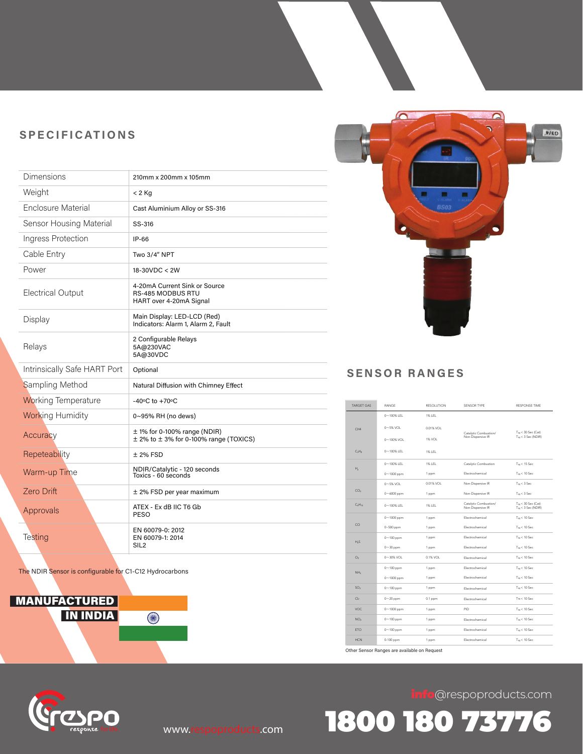## SPECIFICATIONS

| | |
|---|---|
| Dimensions | 210mm x 200mm x 105mm |
| Weight | < 2 Kg |
| Enclosure Material | Cast Aluminium Alloy or SS-316 |
| Sensor Housing Material | SS-316 |
| Ingress Protection | IP-66 |
| Cable Entry | Two 3/4" NPT |
| Power | 18-30VDC < 2W |
| Electrical Output | 4-20mA Current Sink or Source<br>RS-485 MODBUS RTU<br>HART over 4-20mA Signal |
| Display | Main Display: LED-LCD (Red)<br>Indicators: Alarm 1, Alarm 2, Fault |
| Relays | 2 Configurable Relays<br>5A@230VAC<br>5A@30VDC |
| Intrinsically Safe HART Port | Optional |
| Sampling Method | Natural Diffusion with Chimney Effect |
| Working Temperature | -40ºC to +70ºC |
| Working Humidity | 0~95% RH (no dews) |
| Accuracy | ± 1% for 0-100% range (NDIR)<br>± 2% to ± 3% for 0-100% range (TOXICS) |
| Repeteability | ± 2% FSD |
| Warm-up Time | NDIR/Catalytic - 120 seconds<br>Toxics - 60 seconds |
| Zero Drift | ± 2% FSD per year maximum |
| Approvals | ATEX - Ex dB IIC T6 Gb<br>PESO |
| Testing | EN 60079-0: 2012<br>EN 60079-1: 2014<br>SIL2 |

The NDIR Sensor is configurable for C1-C12 Hydrocarbons

MANUFACTURED IN INDIA

## SENSOR RANGES

| TARGET GAS | RANGE | RESOLUTION | SENSOR TYPE | RESPONSE TIME |
|---|---|---|---|---|
| CH4 | 0~100% LEL | 1% LEL | Catalytic Combustion/ Non-Dispersive IR | $T_{90}$ < 30 Sec (Cat) $T_{90}$ < 3 Sec (NDIR) |
| | 0~5% VOL | 0.01% VOL | | |
| | 0~100% VOL | 1% VOL | | |
| $C_3H_8$ | 0~100% LEL | 1% LEL | | |
| $H_2$ | 0~100% LEL | 1% LEL | Catalytic Combustion | $T_{90}$ < 15 Sec |
| | 0~1000 ppm | 1 ppm | Electrochemical | $T_{90}$ < 10 Sec |
| $CO_2$ | 0~5% VOL | 0.01% VOL | Non-Dispersive IR | $T_{90}$ < 3 Sec |
| | 0~6000 ppm | 1 ppm | Non-Dispersive IR | $T_{90}$ < 3 Sec |
| $C_4H_{10}$ | 0~100% LEL | 1% LEL | Catalytic Combustion/ Non-Dispersive IR | $T_{90}$ < 30 Sec (Cat) $T_{90}$ < 3 Sec (NDIR) |
| CO | 0~1000 ppm | 1 ppm | Electrochemical | $T_{90}$ < 10 Sec |
| | 0~500 ppm | 1 ppm | Electrochemical | $T_{90}$ < 10 Sec |
| $H_2S$ | 0~100 ppm | 1 ppm | Electrochemical | $T_{90}$ < 10 Sec |
| | 0~30 ppm | 1 ppm | Electrochemical | $T_{90}$ < 10 Sec |
| $O_2$ | 0~30% VOL | 0.1% VOL | Electrochemical | $T_{90}$ < 10 Sec |
| $NH_3$ | 0~100 ppm | 1 ppm | Electrochemical | $T_{90}$ < 10 Sec |
| | 0~1000 ppm | 1 ppm | Electrochemical | $T_{90}$ < 10 Sec |
| $SO_2$ | 0~100 ppm | 1 ppm | Electrochemical | $T_{90}$ < 10 Sec |
| $Cl_2$ | 0~20 ppm | 0.1 ppm | Electrochemical | $T_{90}$ < 10 Sec |
| VOC | 0~1000 ppm | 1 ppm | PID | $T_{90}$ < 10 Sec |
| $NO_2$ | 0~100 ppm | 1 ppm | Electrochemical | $T_{90}$ < 10 Sec |
| ETO | 0~100 ppm | 1 ppm | Electrochemical | $T_{90}$ < 10 Sec |
| HCN | 0-100 ppm | 1 ppm | Electrochemical | $T_{90}$ < 10 Sec |

Other Sensor Ranges are available on Request

respo response tank

www.respoproducts.com

info@respoproducts.com

1800 180 73776